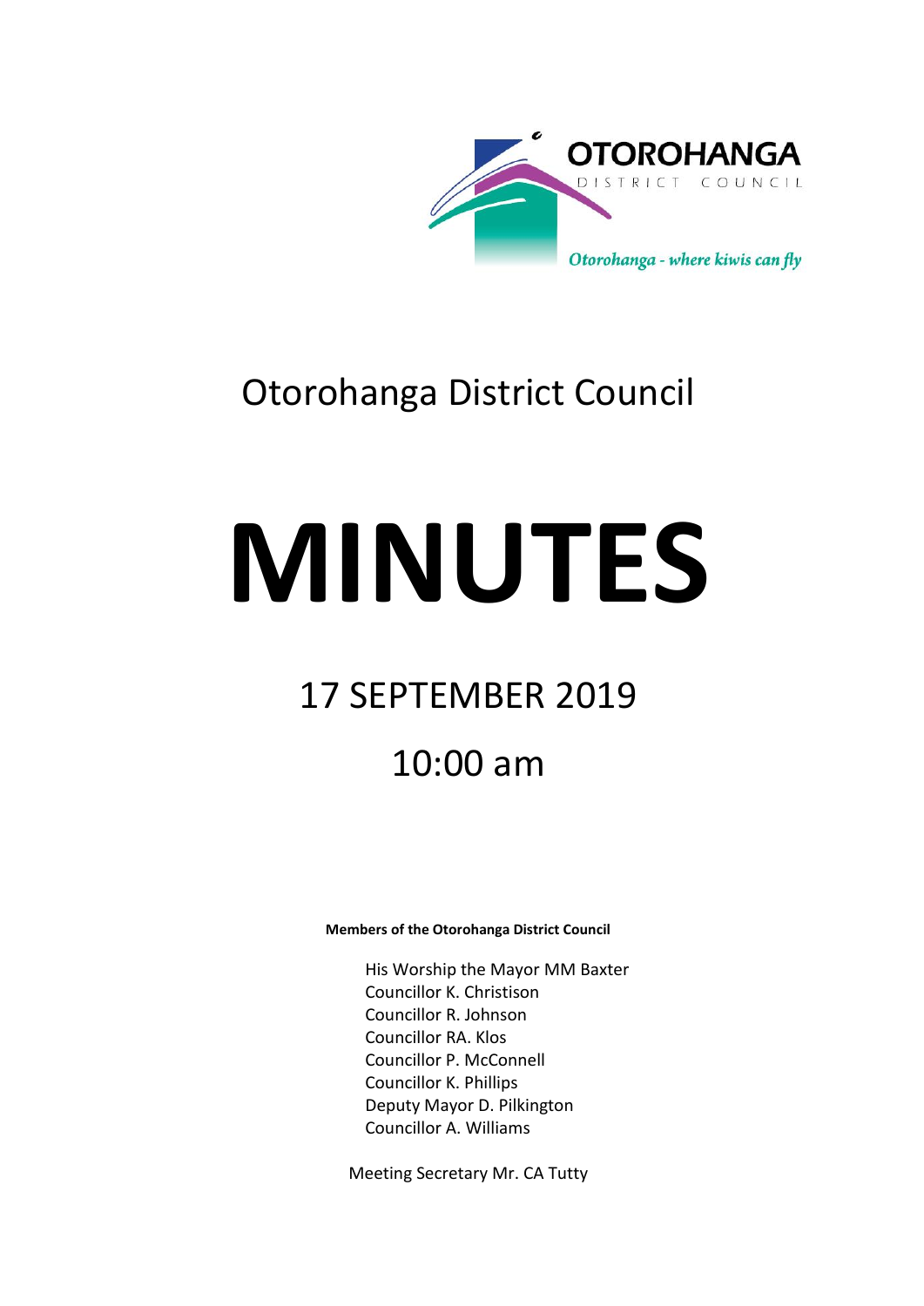OTOROHANGA DISTRICT COUNCIL

*Otorohanga - where kiwis can fly*

# Otorohanga District Council

# MINUTES

## 17 SEPTEMBER 2019

## 10:00 am

**Members of the Otorohanga District Council**

His Worship the Mayor MM Baxter
Councillor K. Christison
Councillor R. Johnson
Councillor RA. Klos
Councillor P. McConnell
Councillor K. Phillips
Deputy Mayor D. Pilkington
Councillor A. Williams

Meeting Secretary Mr. CA Tutty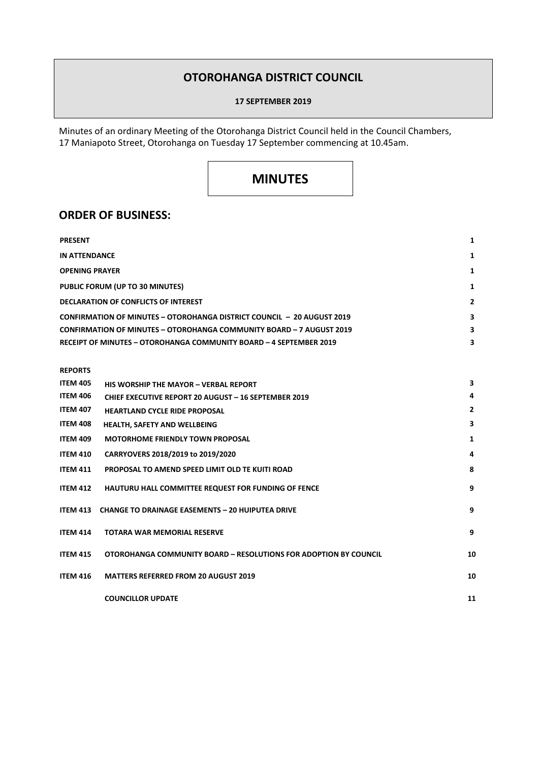# OTOROHANGA DISTRICT COUNCIL

**17 SEPTEMBER 2019**

Minutes of an ordinary Meeting of the Otorohanga District Council held in the Council Chambers, 17 Maniapoto Street, Otorohanga on Tuesday 17 September commencing at 10.45am.

# MINUTES

## ORDER OF BUSINESS:

| | | |
|---|---|---|
| **PRESENT** | | **1** |
| **IN ATTENDANCE** | | **1** |
| **OPENING PRAYER** | | **1** |
| **PUBLIC FORUM (UP TO 30 MINUTES)** | | **1** |
| **DECLARATION OF CONFLICTS OF INTEREST** | | **2** |
| **CONFIRMATION OF MINUTES – OTOROHANGA DISTRICT COUNCIL – 20 AUGUST 2019** | | **3** |
| **CONFIRMATION OF MINUTES – OTOROHANGA COMMUNITY BOARD – 7 AUGUST 2019** | | **3** |
| **RECEIPT OF MINUTES – OTOROHANGA COMMUNITY BOARD – 4 SEPTEMBER 2019** | | **3** |
| **REPORTS** | | |
| **ITEM 405** | **HIS WORSHIP THE MAYOR – VERBAL REPORT** | **3** |
| **ITEM 406** | **CHIEF EXECUTIVE REPORT 20 AUGUST – 16 SEPTEMBER 2019** | **4** |
| **ITEM 407** | **HEARTLAND CYCLE RIDE PROPOSAL** | **2** |
| **ITEM 408** | **HEALTH, SAFETY AND WELLBEING** | **3** |
| **ITEM 409** | **MOTORHOME FRIENDLY TOWN PROPOSAL** | **1** |
| **ITEM 410** | **CARRYOVERS 2018/2019 to 2019/2020** | **4** |
| **ITEM 411** | **PROPOSAL TO AMEND SPEED LIMIT OLD TE KUITI ROAD** | **8** |
| **ITEM 412** | **HAUTURU HALL COMMITTEE REQUEST FOR FUNDING OF FENCE** | **9** |
| **ITEM 413** | **CHANGE TO DRAINAGE EASEMENTS – 20 HUIPUTEA DRIVE** | **9** |
| **ITEM 414** | **TOTARA WAR MEMORIAL RESERVE** | **9** |
| **ITEM 415** | **OTOROHANGA COMMUNITY BOARD – RESOLUTIONS FOR ADOPTION BY COUNCIL** | **10** |
| **ITEM 416** | **MATTERS REFERRED FROM 20 AUGUST 2019** | **10** |
| | **COUNCILLOR UPDATE** | **11** |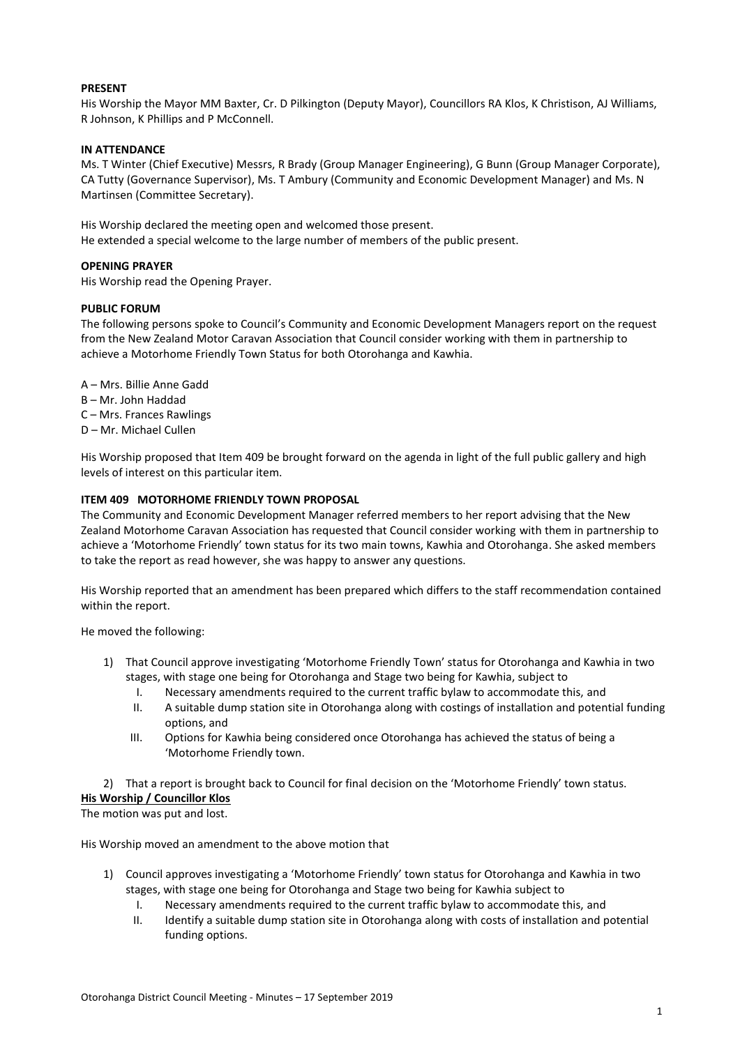**PRESENT**

His Worship the Mayor MM Baxter, Cr. D Pilkington (Deputy Mayor), Councillors RA Klos, K Christison, AJ Williams, R Johnson, K Phillips and P McConnell.

**IN ATTENDANCE**

Ms. T Winter (Chief Executive) Messrs, R Brady (Group Manager Engineering), G Bunn (Group Manager Corporate), CA Tutty (Governance Supervisor), Ms. T Ambury (Community and Economic Development Manager) and Ms. N Martinsen (Committee Secretary).

His Worship declared the meeting open and welcomed those present.
He extended a special welcome to the large number of members of the public present.

**OPENING PRAYER**

His Worship read the Opening Prayer.

**PUBLIC FORUM**

The following persons spoke to Council's Community and Economic Development Managers report on the request from the New Zealand Motor Caravan Association that Council consider working with them in partnership to achieve a Motorhome Friendly Town Status for both Otorohanga and Kawhia.

A – Mrs. Billie Anne Gadd
B – Mr. John Haddad
C – Mrs. Frances Rawlings
D – Mr. Michael Cullen

His Worship proposed that Item 409 be brought forward on the agenda in light of the full public gallery and high levels of interest on this particular item.

**ITEM 409 MOTORHOME FRIENDLY TOWN PROPOSAL**

The Community and Economic Development Manager referred members to her report advising that the New Zealand Motorhome Caravan Association has requested that Council consider working with them in partnership to achieve a 'Motorhome Friendly' town status for its two main towns, Kawhia and Otorohanga. She asked members to take the report as read however, she was happy to answer any questions.

His Worship reported that an amendment has been prepared which differs to the staff recommendation contained within the report.

He moved the following:

1) That Council approve investigating 'Motorhome Friendly Town' status for Otorohanga and Kawhia in two stages, with stage one being for Otorohanga and Stage two being for Kawhia, subject to
   I. Necessary amendments required to the current traffic bylaw to accommodate this, and
   II. A suitable dump station site in Otorohanga along with costings of installation and potential funding options, and
   III. Options for Kawhia being considered once Otorohanga has achieved the status of being a 'Motorhome Friendly town.

2) That a report is brought back to Council for final decision on the 'Motorhome Friendly' town status.

**His Worship / Councillor Klos**

The motion was put and lost.

His Worship moved an amendment to the above motion that

1) Council approves investigating a 'Motorhome Friendly' town status for Otorohanga and Kawhia in two stages, with stage one being for Otorohanga and Stage two being for Kawhia subject to
   I. Necessary amendments required to the current traffic bylaw to accommodate this, and
   II. Identify a suitable dump station site in Otorohanga along with costs of installation and potential funding options.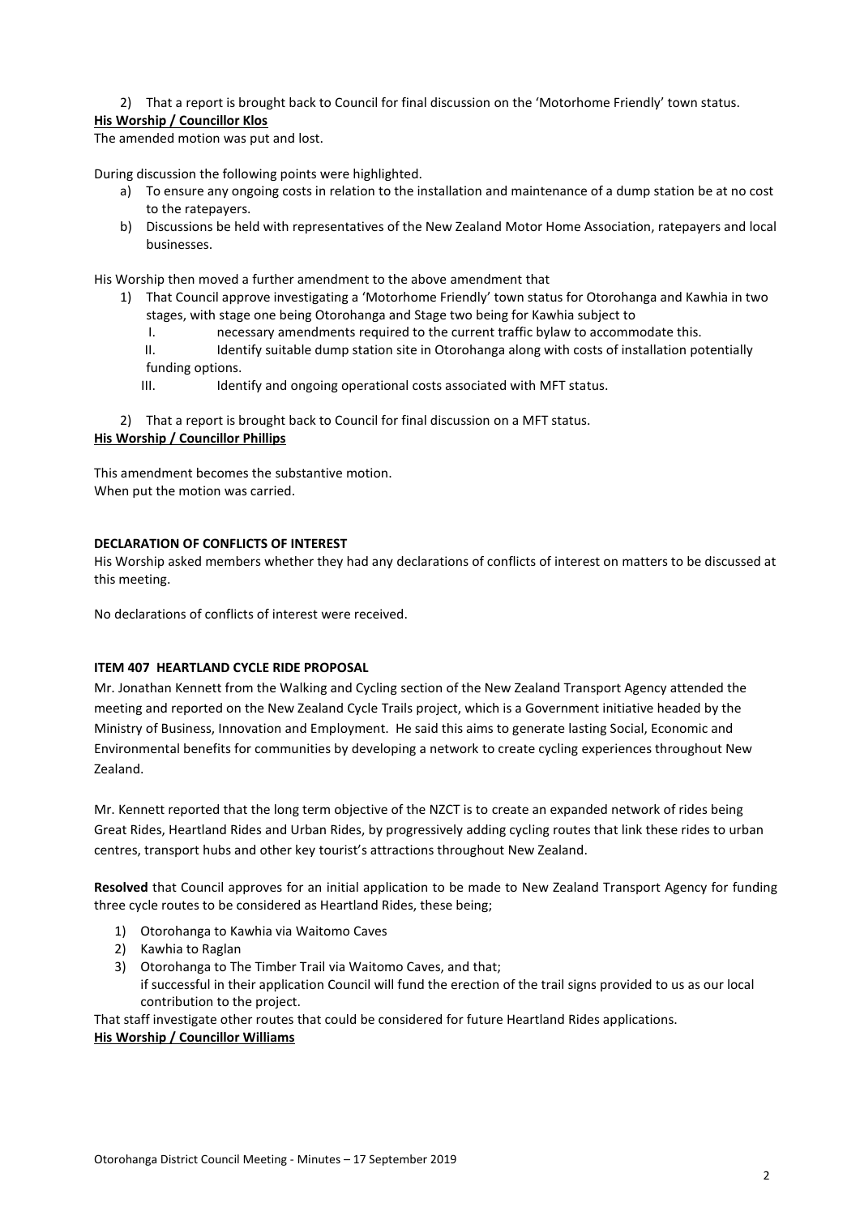2) That a report is brought back to Council for final discussion on the 'Motorhome Friendly' town status.

**His Worship / Councillor Klos**

The amended motion was put and lost.

During discussion the following points were highlighted.

a) To ensure any ongoing costs in relation to the installation and maintenance of a dump station be at no cost to the ratepayers.
b) Discussions be held with representatives of the New Zealand Motor Home Association, ratepayers and local businesses.

His Worship then moved a further amendment to the above amendment that

1) That Council approve investigating a 'Motorhome Friendly' town status for Otorohanga and Kawhia in two stages, with stage one being Otorohanga and Stage two being for Kawhia subject to
   I. necessary amendments required to the current traffic bylaw to accommodate this.
   II. Identify suitable dump station site in Otorohanga along with costs of installation potentially funding options.
   III. Identify and ongoing operational costs associated with MFT status.

2) That a report is brought back to Council for final discussion on a MFT status.

**His Worship / Councillor Phillips**

This amendment becomes the substantive motion.
When put the motion was carried.

**DECLARATION OF CONFLICTS OF INTEREST**

His Worship asked members whether they had any declarations of conflicts of interest on matters to be discussed at this meeting.

No declarations of conflicts of interest were received.

**ITEM 407 HEARTLAND CYCLE RIDE PROPOSAL**

Mr. Jonathan Kennett from the Walking and Cycling section of the New Zealand Transport Agency attended the meeting and reported on the New Zealand Cycle Trails project, which is a Government initiative headed by the Ministry of Business, Innovation and Employment. He said this aims to generate lasting Social, Economic and Environmental benefits for communities by developing a network to create cycling experiences throughout New Zealand.

Mr. Kennett reported that the long term objective of the NZCT is to create an expanded network of rides being Great Rides, Heartland Rides and Urban Rides, by progressively adding cycling routes that link these rides to urban centres, transport hubs and other key tourist's attractions throughout New Zealand.

**Resolved** that Council approves for an initial application to be made to New Zealand Transport Agency for funding three cycle routes to be considered as Heartland Rides, these being;

1) Otorohanga to Kawhia via Waitomo Caves
2) Kawhia to Raglan
3) Otorohanga to The Timber Trail via Waitomo Caves, and that;
   if successful in their application Council will fund the erection of the trail signs provided to us as our local contribution to the project.

That staff investigate other routes that could be considered for future Heartland Rides applications.

**His Worship / Councillor Williams**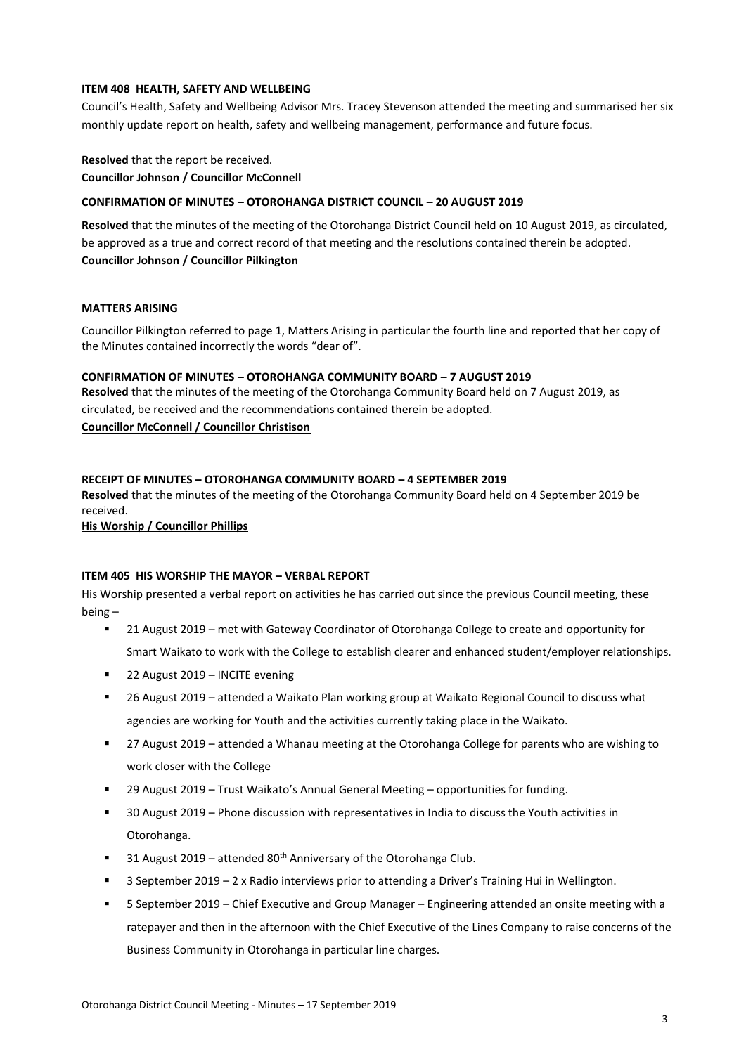**ITEM 408 HEALTH, SAFETY AND WELLBEING**

Council's Health, Safety and Wellbeing Advisor Mrs. Tracey Stevenson attended the meeting and summarised her six monthly update report on health, safety and wellbeing management, performance and future focus.

**Resolved** that the report be received.

**Councillor Johnson / Councillor McConnell**

**CONFIRMATION OF MINUTES – OTOROHANGA DISTRICT COUNCIL – 20 AUGUST 2019**

**Resolved** that the minutes of the meeting of the Otorohanga District Council held on 10 August 2019, as circulated, be approved as a true and correct record of that meeting and the resolutions contained therein be adopted.

**Councillor Johnson / Councillor Pilkington**

**MATTERS ARISING**

Councillor Pilkington referred to page 1, Matters Arising in particular the fourth line and reported that her copy of the Minutes contained incorrectly the words "dear of".

**CONFIRMATION OF MINUTES – OTOROHANGA COMMUNITY BOARD – 7 AUGUST 2019**

**Resolved** that the minutes of the meeting of the Otorohanga Community Board held on 7 August 2019, as circulated, be received and the recommendations contained therein be adopted.

**Councillor McConnell / Councillor Christison**

**RECEIPT OF MINUTES – OTOROHANGA COMMUNITY BOARD – 4 SEPTEMBER 2019**

**Resolved** that the minutes of the meeting of the Otorohanga Community Board held on 4 September 2019 be received.

**His Worship / Councillor Phillips**

**ITEM 405 HIS WORSHIP THE MAYOR – VERBAL REPORT**

His Worship presented a verbal report on activities he has carried out since the previous Council meeting, these being –

- 21 August 2019 – met with Gateway Coordinator of Otorohanga College to create and opportunity for Smart Waikato to work with the College to establish clearer and enhanced student/employer relationships.
- 22 August 2019 – INCITE evening
- 26 August 2019 – attended a Waikato Plan working group at Waikato Regional Council to discuss what agencies are working for Youth and the activities currently taking place in the Waikato.
- 27 August 2019 – attended a Whanau meeting at the Otorohanga College for parents who are wishing to work closer with the College
- 29 August 2019 – Trust Waikato's Annual General Meeting – opportunities for funding.
- 30 August 2019 – Phone discussion with representatives in India to discuss the Youth activities in Otorohanga.
- 31 August 2019 – attended 80th Anniversary of the Otorohanga Club.
- 3 September 2019 – 2 x Radio interviews prior to attending a Driver's Training Hui in Wellington.
- 5 September 2019 – Chief Executive and Group Manager – Engineering attended an onsite meeting with a ratepayer and then in the afternoon with the Chief Executive of the Lines Company to raise concerns of the Business Community in Otorohanga in particular line charges.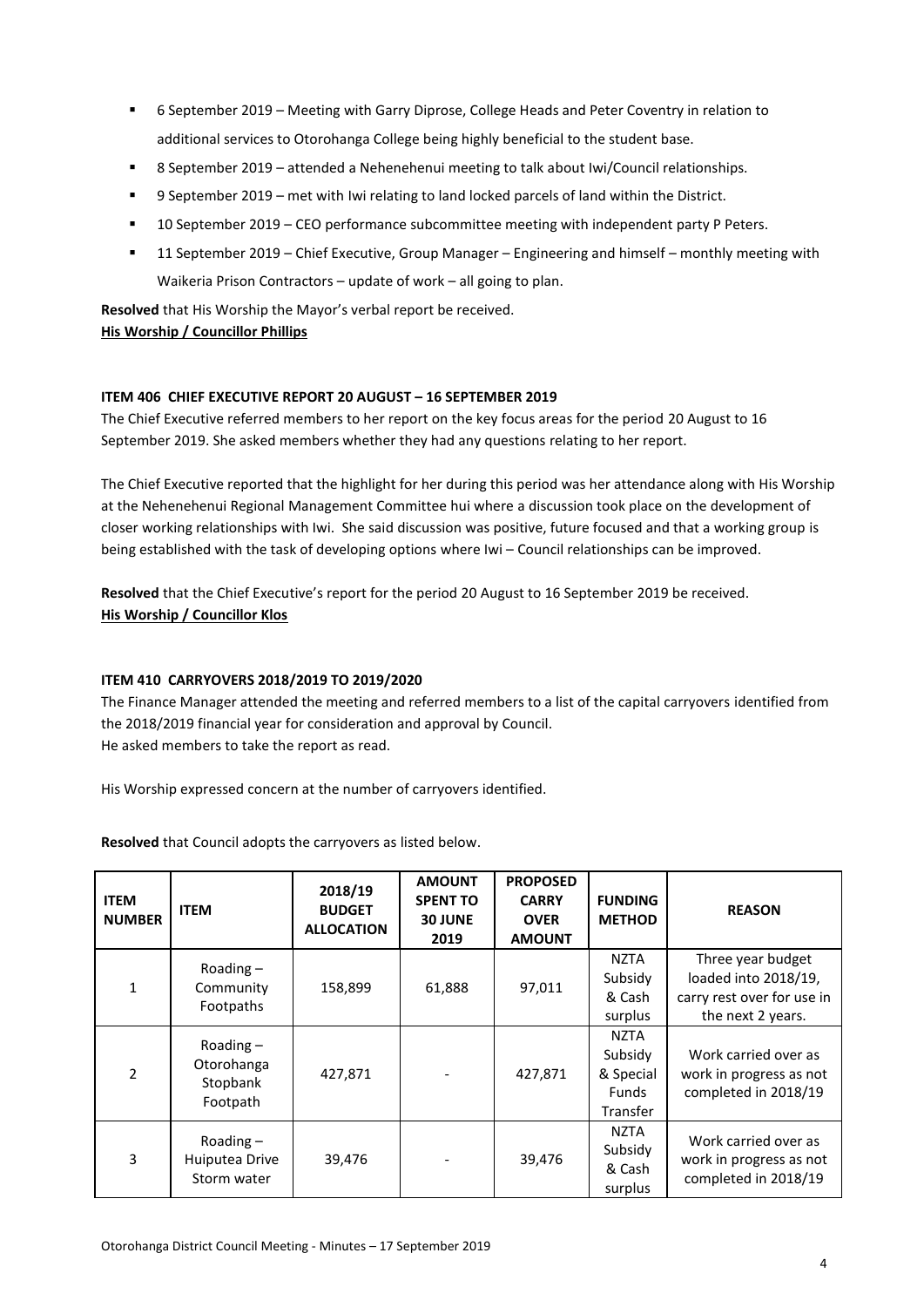- 6 September 2019 – Meeting with Garry Diprose, College Heads and Peter Coventry in relation to additional services to Otorohanga College being highly beneficial to the student base.
- 8 September 2019 – attended a Nehenehenui meeting to talk about Iwi/Council relationships.
- 9 September 2019 – met with Iwi relating to land locked parcels of land within the District.
- 10 September 2019 – CEO performance subcommittee meeting with independent party P Peters.
- 11 September 2019 – Chief Executive, Group Manager – Engineering and himself – monthly meeting with Waikeria Prison Contractors – update of work – all going to plan.

**Resolved** that His Worship the Mayor's verbal report be received.
**His Worship / Councillor Phillips**

### ITEM 406 CHIEF EXECUTIVE REPORT 20 AUGUST – 16 SEPTEMBER 2019

The Chief Executive referred members to her report on the key focus areas for the period 20 August to 16 September 2019. She asked members whether they had any questions relating to her report.

The Chief Executive reported that the highlight for her during this period was her attendance along with His Worship at the Nehenehenui Regional Management Committee hui where a discussion took place on the development of closer working relationships with Iwi. She said discussion was positive, future focused and that a working group is being established with the task of developing options where Iwi – Council relationships can be improved.

**Resolved** that the Chief Executive's report for the period 20 August to 16 September 2019 be received.
**His Worship / Councillor Klos**

### ITEM 410 CARRYOVERS 2018/2019 TO 2019/2020

The Finance Manager attended the meeting and referred members to a list of the capital carryovers identified from the 2018/2019 financial year for consideration and approval by Council.
He asked members to take the report as read.

His Worship expressed concern at the number of carryovers identified.

**Resolved** that Council adopts the carryovers as listed below.

| ITEM NUMBER | ITEM | 2018/19 BUDGET ALLOCATION | AMOUNT SPENT TO 30 JUNE 2019 | PROPOSED CARRY OVER AMOUNT | FUNDING METHOD | REASON |
|---|---|---|---|---|---|---|
| 1 | Roading – Community Footpaths | 158,899 | 61,888 | 97,011 | NZTA Subsidy & Cash surplus | Three year budget loaded into 2018/19, carry rest over for use in the next 2 years. |
| 2 | Roading – Otorohanga Stopbank Footpath | 427,871 | - | 427,871 | NZTA Subsidy & Special Funds Transfer | Work carried over as work in progress as not completed in 2018/19 |
| 3 | Roading – Huiputea Drive Storm water | 39,476 | - | 39,476 | NZTA Subsidy & Cash surplus | Work carried over as work in progress as not completed in 2018/19 |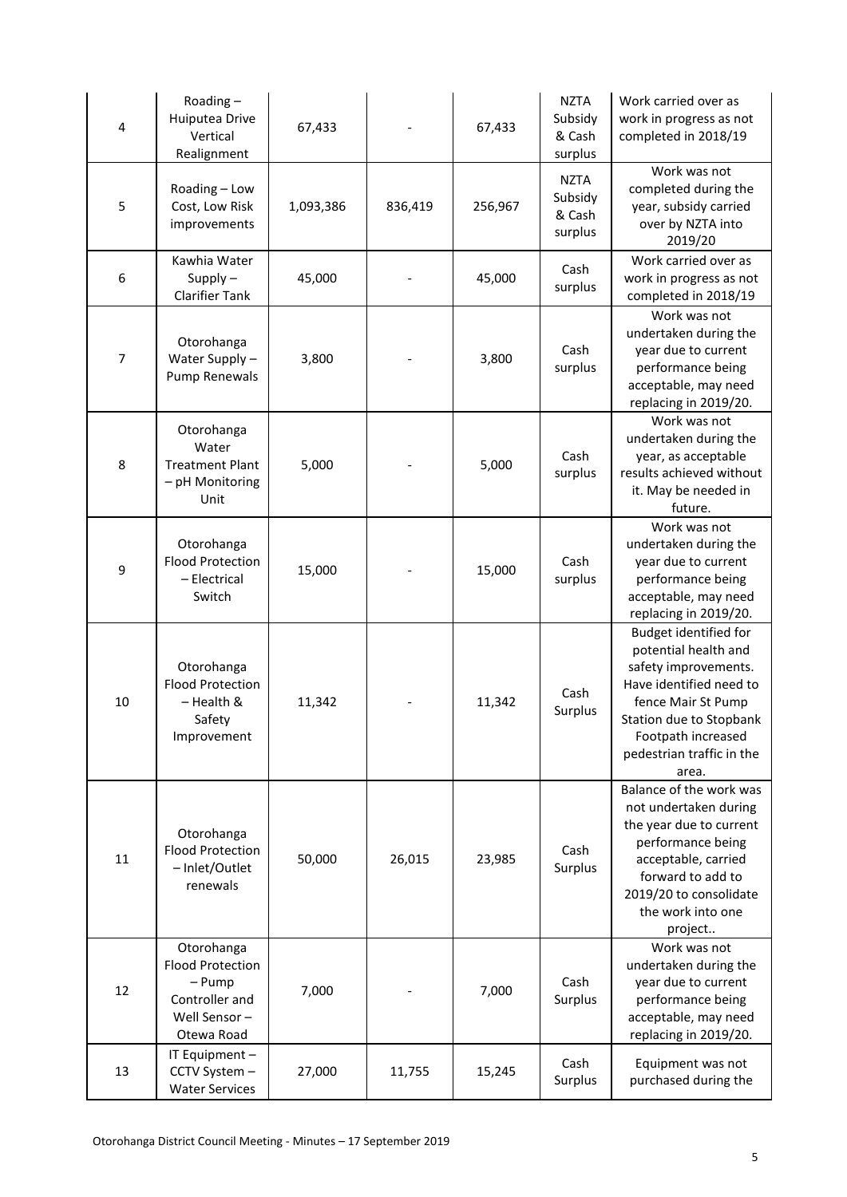| 4 | Roading – Huiputea Drive Vertical Realignment | 67,433 | - | 67,433 | NZTA Subsidy & Cash surplus | Work carried over as work in progress as not completed in 2018/19 |
|---|---|---|---|---|---|---|
| 5 | Roading – Low Cost, Low Risk improvements | 1,093,386 | 836,419 | 256,967 | NZTA Subsidy & Cash surplus | Work was not completed during the year, subsidy carried over by NZTA into 2019/20 |
| 6 | Kawhia Water Supply – Clarifier Tank | 45,000 | - | 45,000 | Cash surplus | Work carried over as work in progress as not completed in 2018/19 |
| 7 | Otorohanga Water Supply – Pump Renewals | 3,800 | - | 3,800 | Cash surplus | Work was not undertaken during the year due to current performance being acceptable, may need replacing in 2019/20. |
| 8 | Otorohanga Water Treatment Plant – pH Monitoring Unit | 5,000 | - | 5,000 | Cash surplus | Work was not undertaken during the year, as acceptable results achieved without it. May be needed in future. |
| 9 | Otorohanga Flood Protection – Electrical Switch | 15,000 | - | 15,000 | Cash surplus | Work was not undertaken during the year due to current performance being acceptable, may need replacing in 2019/20. |
| 10 | Otorohanga Flood Protection – Health & Safety Improvement | 11,342 | - | 11,342 | Cash Surplus | Budget identified for potential health and safety improvements. Have identified need to fence Mair St Pump Station due to Stopbank Footpath increased pedestrian traffic in the area. |
| 11 | Otorohanga Flood Protection – Inlet/Outlet renewals | 50,000 | 26,015 | 23,985 | Cash Surplus | Balance of the work was not undertaken during the year due to current performance being acceptable, carried forward to add to 2019/20 to consolidate the work into one project.. |
| 12 | Otorohanga Flood Protection – Pump Controller and Well Sensor – Otewa Road | 7,000 | - | 7,000 | Cash Surplus | Work was not undertaken during the year due to current performance being acceptable, may need replacing in 2019/20. |
| 13 | IT Equipment – CCTV System – Water Services | 27,000 | 11,755 | 15,245 | Cash Surplus | Equipment was not purchased during the |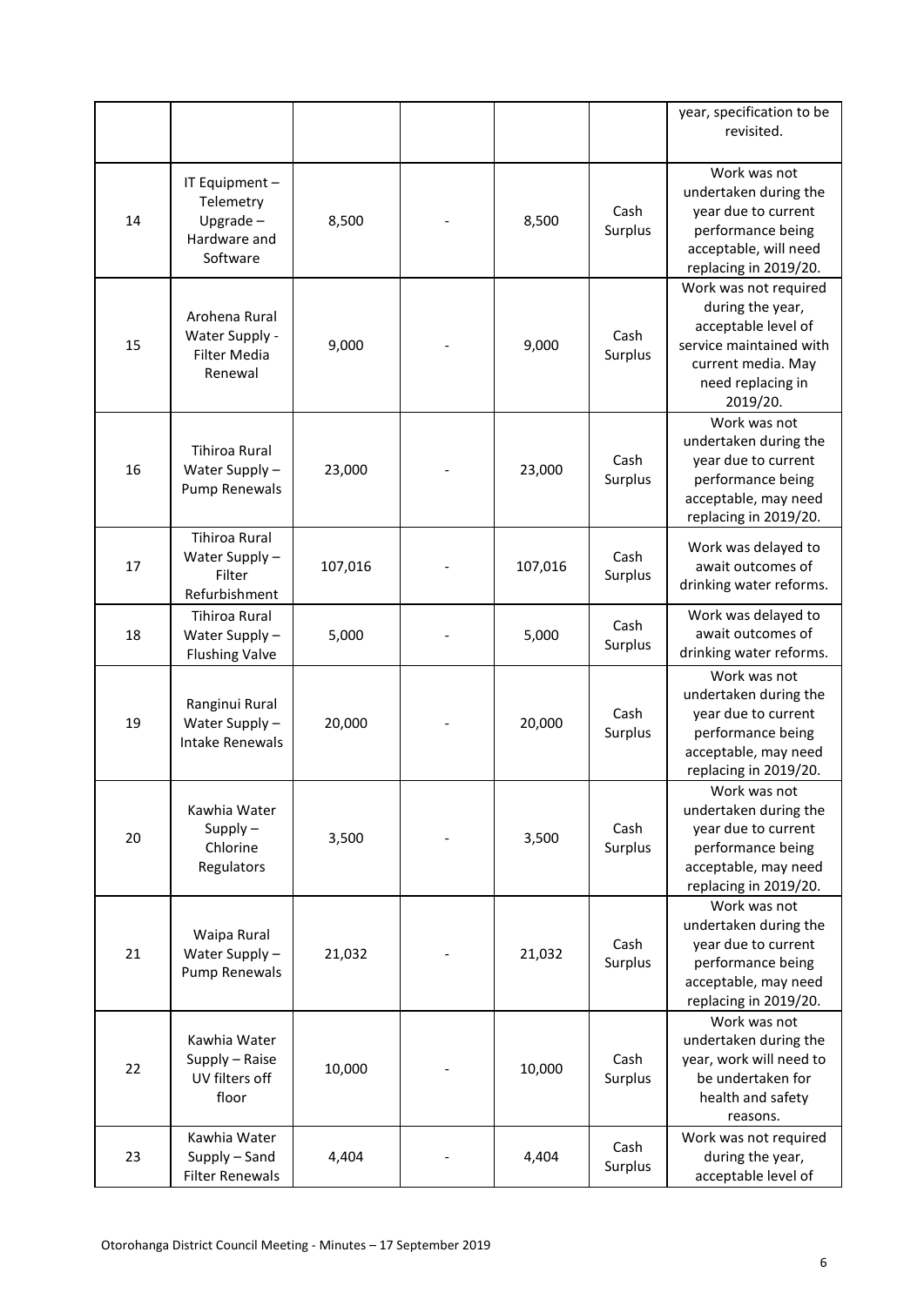| | | | | | | |
|---|---|---|---|---|---|---|
| | | | | | | year, specification to be revisited. |
| 14 | IT Equipment – Telemetry Upgrade – Hardware and Software | 8,500 | - | 8,500 | Cash Surplus | Work was not undertaken during the year due to current performance being acceptable, will need replacing in 2019/20. |
| 15 | Arohena Rural Water Supply - Filter Media Renewal | 9,000 | - | 9,000 | Cash Surplus | Work was not required during the year, acceptable level of service maintained with current media. May need replacing in 2019/20. |
| 16 | Tihiroa Rural Water Supply – Pump Renewals | 23,000 | - | 23,000 | Cash Surplus | Work was not undertaken during the year due to current performance being acceptable, may need replacing in 2019/20. |
| 17 | Tihiroa Rural Water Supply – Filter Refurbishment | 107,016 | - | 107,016 | Cash Surplus | Work was delayed to await outcomes of drinking water reforms. |
| 18 | Tihiroa Rural Water Supply – Flushing Valve | 5,000 | - | 5,000 | Cash Surplus | Work was delayed to await outcomes of drinking water reforms. |
| 19 | Ranginui Rural Water Supply – Intake Renewals | 20,000 | - | 20,000 | Cash Surplus | Work was not undertaken during the year due to current performance being acceptable, may need replacing in 2019/20. |
| 20 | Kawhia Water Supply – Chlorine Regulators | 3,500 | - | 3,500 | Cash Surplus | Work was not undertaken during the year due to current performance being acceptable, may need replacing in 2019/20. |
| 21 | Waipa Rural Water Supply – Pump Renewals | 21,032 | - | 21,032 | Cash Surplus | Work was not undertaken during the year due to current performance being acceptable, may need replacing in 2019/20. |
| 22 | Kawhia Water Supply – Raise UV filters off floor | 10,000 | - | 10,000 | Cash Surplus | Work was not undertaken during the year, work will need to be undertaken for health and safety reasons. |
| 23 | Kawhia Water Supply – Sand Filter Renewals | 4,404 | - | 4,404 | Cash Surplus | Work was not required during the year, acceptable level of |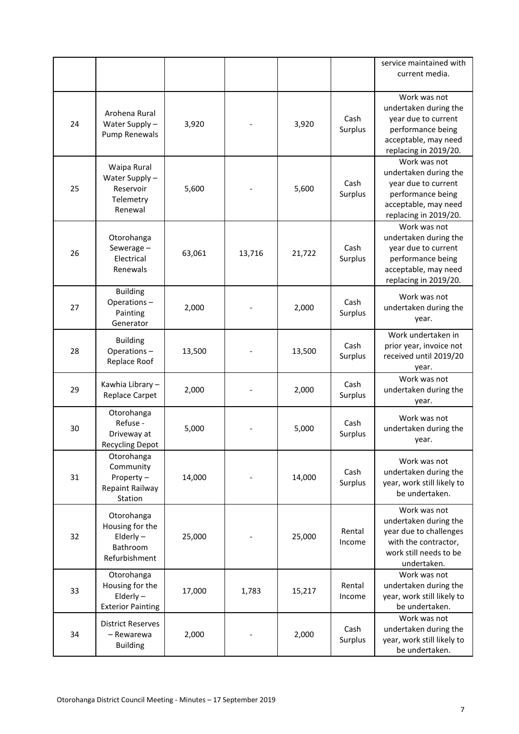| | | | | | | service maintained with current media. |
|---|---|---|---|---|---|---|
| 24 | Arohena Rural Water Supply – Pump Renewals | 3,920 | - | 3,920 | Cash Surplus | Work was not undertaken during the year due to current performance being acceptable, may need replacing in 2019/20. |
| 25 | Waipa Rural Water Supply – Reservoir Telemetry Renewal | 5,600 | - | 5,600 | Cash Surplus | Work was not undertaken during the year due to current performance being acceptable, may need replacing in 2019/20. |
| 26 | Otorohanga Sewerage – Electrical Renewals | 63,061 | 13,716 | 21,722 | Cash Surplus | Work was not undertaken during the year due to current performance being acceptable, may need replacing in 2019/20. |
| 27 | Building Operations – Painting Generator | 2,000 | - | 2,000 | Cash Surplus | Work was not undertaken during the year. |
| 28 | Building Operations – Replace Roof | 13,500 | - | 13,500 | Cash Surplus | Work undertaken in prior year, invoice not received until 2019/20 year. |
| 29 | Kawhia Library – Replace Carpet | 2,000 | - | 2,000 | Cash Surplus | Work was not undertaken during the year. |
| 30 | Otorohanga Refuse - Driveway at Recycling Depot | 5,000 | - | 5,000 | Cash Surplus | Work was not undertaken during the year. |
| 31 | Otorohanga Community Property – Repaint Railway Station | 14,000 | - | 14,000 | Cash Surplus | Work was not undertaken during the year, work still likely to be undertaken. |
| 32 | Otorohanga Housing for the Elderly – Bathroom Refurbishment | 25,000 | - | 25,000 | Rental Income | Work was not undertaken during the year due to challenges with the contractor, work still needs to be undertaken. |
| 33 | Otorohanga Housing for the Elderly – Exterior Painting | 17,000 | 1,783 | 15,217 | Rental Income | Work was not undertaken during the year, work still likely to be undertaken. |
| 34 | District Reserves – Rewarewa Building | 2,000 | - | 2,000 | Cash Surplus | Work was not undertaken during the year, work still likely to be undertaken. |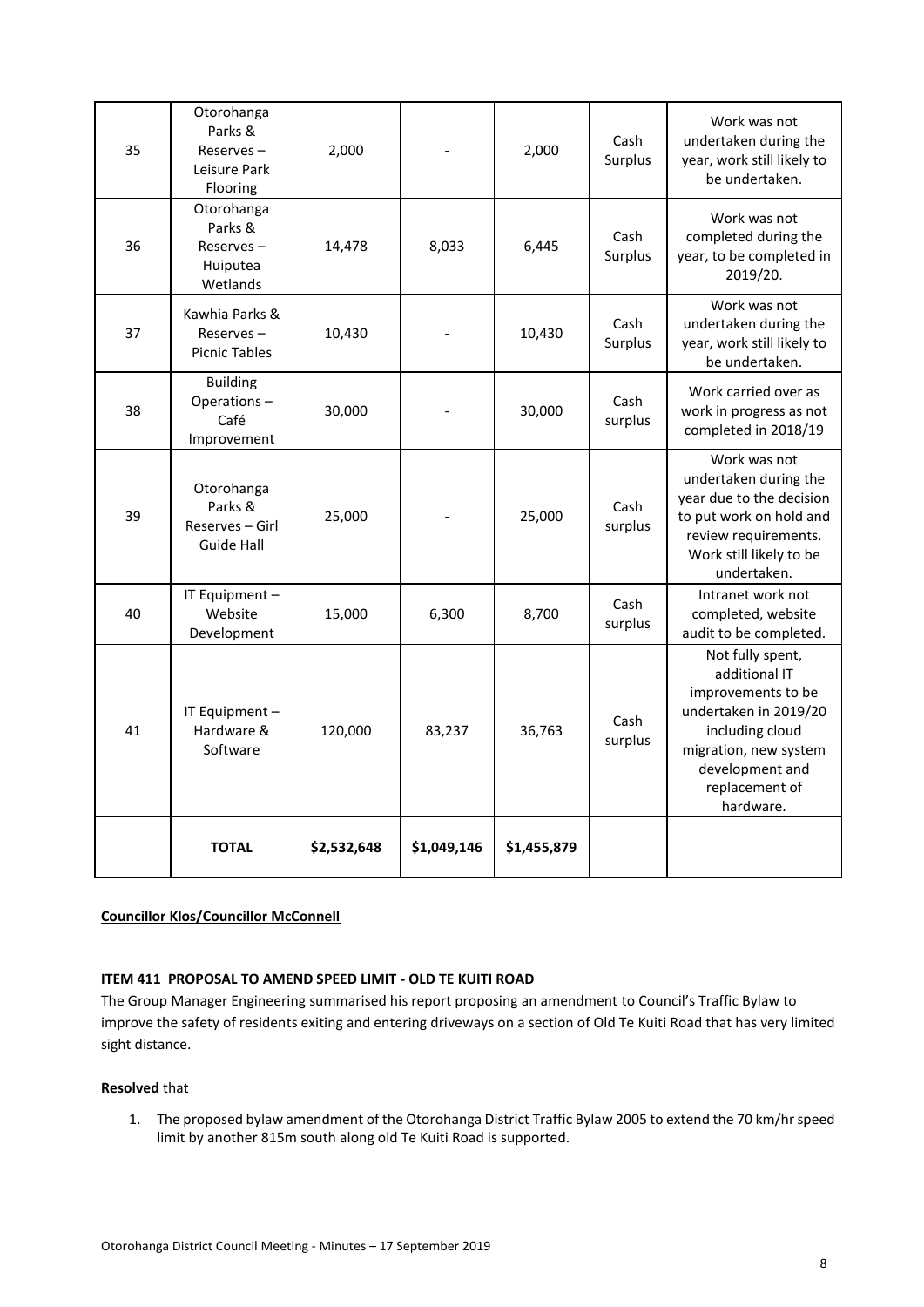| 35 | Otorohanga Parks & Reserves – Leisure Park Flooring | 2,000 | - | 2,000 | Cash Surplus | Work was not undertaken during the year, work still likely to be undertaken. |
|---|---|---|---|---|---|---|
| 36 | Otorohanga Parks & Reserves – Huiputea Wetlands | 14,478 | 8,033 | 6,445 | Cash Surplus | Work was not completed during the year, to be completed in 2019/20. |
| 37 | Kawhia Parks & Reserves – Picnic Tables | 10,430 | - | 10,430 | Cash Surplus | Work was not undertaken during the year, work still likely to be undertaken. |
| 38 | Building Operations – Café Improvement | 30,000 | - | 30,000 | Cash surplus | Work carried over as work in progress as not completed in 2018/19 |
| 39 | Otorohanga Parks & Reserves – Girl Guide Hall | 25,000 | - | 25,000 | Cash surplus | Work was not undertaken during the year due to the decision to put work on hold and review requirements. Work still likely to be undertaken. |
| 40 | IT Equipment – Website Development | 15,000 | 6,300 | 8,700 | Cash surplus | Intranet work not completed, website audit to be completed. |
| 41 | IT Equipment – Hardware & Software | 120,000 | 83,237 | 36,763 | Cash surplus | Not fully spent, additional IT improvements to be undertaken in 2019/20 including cloud migration, new system development and replacement of hardware. |
| | **TOTAL** | **\$2,532,648** | **\$1,049,146** | **\$1,455,879** | | |

**Councillor Klos/Councillor McConnell**

**ITEM 411 PROPOSAL TO AMEND SPEED LIMIT - OLD TE KUITI ROAD**

The Group Manager Engineering summarised his report proposing an amendment to Council's Traffic Bylaw to improve the safety of residents exiting and entering driveways on a section of Old Te Kuiti Road that has very limited sight distance.

**Resolved** that

1. The proposed bylaw amendment of the Otorohanga District Traffic Bylaw 2005 to extend the 70 km/hr speed limit by another 815m south along old Te Kuiti Road is supported.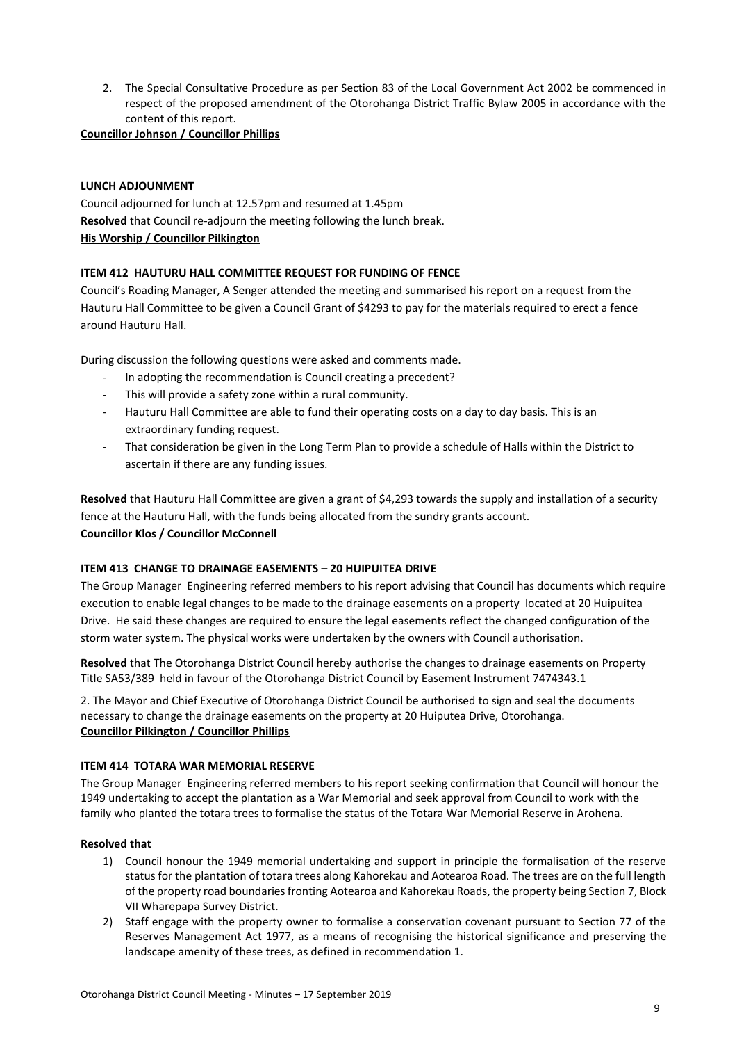2. The Special Consultative Procedure as per Section 83 of the Local Government Act 2002 be commenced in respect of the proposed amendment of the Otorohanga District Traffic Bylaw 2005 in accordance with the content of this report.

**Councillor Johnson / Councillor Phillips**

**LUNCH ADJOUNMENT**

Council adjourned for lunch at 12.57pm and resumed at 1.45pm

**Resolved** that Council re-adjourn the meeting following the lunch break.

**His Worship / Councillor Pilkington**

**ITEM 412 HAUTURU HALL COMMITTEE REQUEST FOR FUNDING OF FENCE**

Council's Roading Manager, A Senger attended the meeting and summarised his report on a request from the Hauturu Hall Committee to be given a Council Grant of $4293 to pay for the materials required to erect a fence around Hauturu Hall.

During discussion the following questions were asked and comments made.

- In adopting the recommendation is Council creating a precedent?
- This will provide a safety zone within a rural community.
- Hauturu Hall Committee are able to fund their operating costs on a day to day basis. This is an extraordinary funding request.
- That consideration be given in the Long Term Plan to provide a schedule of Halls within the District to ascertain if there are any funding issues.

**Resolved** that Hauturu Hall Committee are given a grant of $4,293 towards the supply and installation of a security fence at the Hauturu Hall, with the funds being allocated from the sundry grants account.

**Councillor Klos / Councillor McConnell**

**ITEM 413 CHANGE TO DRAINAGE EASEMENTS – 20 HUIPUITEA DRIVE**

The Group Manager Engineering referred members to his report advising that Council has documents which require execution to enable legal changes to be made to the drainage easements on a property located at 20 Huipuitea Drive. He said these changes are required to ensure the legal easements reflect the changed configuration of the storm water system. The physical works were undertaken by the owners with Council authorisation.

**Resolved** that The Otorohanga District Council hereby authorise the changes to drainage easements on Property Title SA53/389 held in favour of the Otorohanga District Council by Easement Instrument 7474343.1

2. The Mayor and Chief Executive of Otorohanga District Council be authorised to sign and seal the documents necessary to change the drainage easements on the property at 20 Huiputea Drive, Otorohanga.

**Councillor Pilkington / Councillor Phillips**

**ITEM 414 TOTARA WAR MEMORIAL RESERVE**

The Group Manager Engineering referred members to his report seeking confirmation that Council will honour the 1949 undertaking to accept the plantation as a War Memorial and seek approval from Council to work with the family who planted the totara trees to formalise the status of the Totara War Memorial Reserve in Arohena.

**Resolved that**

1) Council honour the 1949 memorial undertaking and support in principle the formalisation of the reserve status for the plantation of totara trees along Kahorekau and Aotearoa Road. The trees are on the full length of the property road boundaries fronting Aotearoa and Kahorekau Roads, the property being Section 7, Block VII Wharepapa Survey District.
2) Staff engage with the property owner to formalise a conservation covenant pursuant to Section 77 of the Reserves Management Act 1977, as a means of recognising the historical significance and preserving the landscape amenity of these trees, as defined in recommendation 1.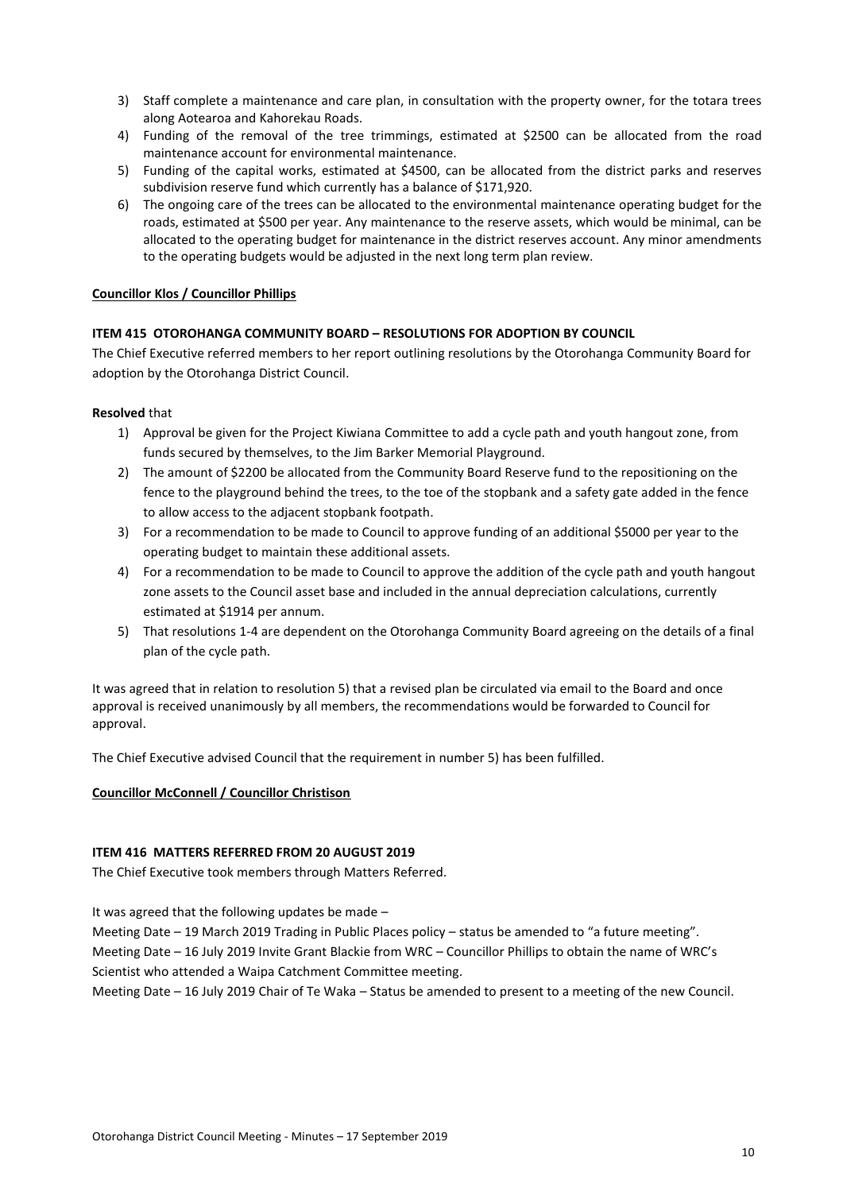3) Staff complete a maintenance and care plan, in consultation with the property owner, for the totara trees along Aotearoa and Kahorekau Roads.
4) Funding of the removal of the tree trimmings, estimated at $2500 can be allocated from the road maintenance account for environmental maintenance.
5) Funding of the capital works, estimated at $4500, can be allocated from the district parks and reserves subdivision reserve fund which currently has a balance of $171,920.
6) The ongoing care of the trees can be allocated to the environmental maintenance operating budget for the roads, estimated at $500 per year. Any maintenance to the reserve assets, which would be minimal, can be allocated to the operating budget for maintenance in the district reserves account. Any minor amendments to the operating budgets would be adjusted in the next long term plan review.

**Councillor Klos / Councillor Phillips**

**ITEM 415 OTOROHANGA COMMUNITY BOARD – RESOLUTIONS FOR ADOPTION BY COUNCIL**

The Chief Executive referred members to her report outlining resolutions by the Otorohanga Community Board for adoption by the Otorohanga District Council.

**Resolved** that

1) Approval be given for the Project Kiwiana Committee to add a cycle path and youth hangout zone, from funds secured by themselves, to the Jim Barker Memorial Playground.
2) The amount of $2200 be allocated from the Community Board Reserve fund to the repositioning on the fence to the playground behind the trees, to the toe of the stopbank and a safety gate added in the fence to allow access to the adjacent stopbank footpath.
3) For a recommendation to be made to Council to approve funding of an additional $5000 per year to the operating budget to maintain these additional assets.
4) For a recommendation to be made to Council to approve the addition of the cycle path and youth hangout zone assets to the Council asset base and included in the annual depreciation calculations, currently estimated at $1914 per annum.
5) That resolutions 1-4 are dependent on the Otorohanga Community Board agreeing on the details of a final plan of the cycle path.

It was agreed that in relation to resolution 5) that a revised plan be circulated via email to the Board and once approval is received unanimously by all members, the recommendations would be forwarded to Council for approval.

The Chief Executive advised Council that the requirement in number 5) has been fulfilled.

**Councillor McConnell / Councillor Christison**

**ITEM 416 MATTERS REFERRED FROM 20 AUGUST 2019**

The Chief Executive took members through Matters Referred.

It was agreed that the following updates be made –

Meeting Date – 19 March 2019 Trading in Public Places policy – status be amended to "a future meeting".

Meeting Date – 16 July 2019 Invite Grant Blackie from WRC – Councillor Phillips to obtain the name of WRC's Scientist who attended a Waipa Catchment Committee meeting.

Meeting Date – 16 July 2019 Chair of Te Waka – Status be amended to present to a meeting of the new Council.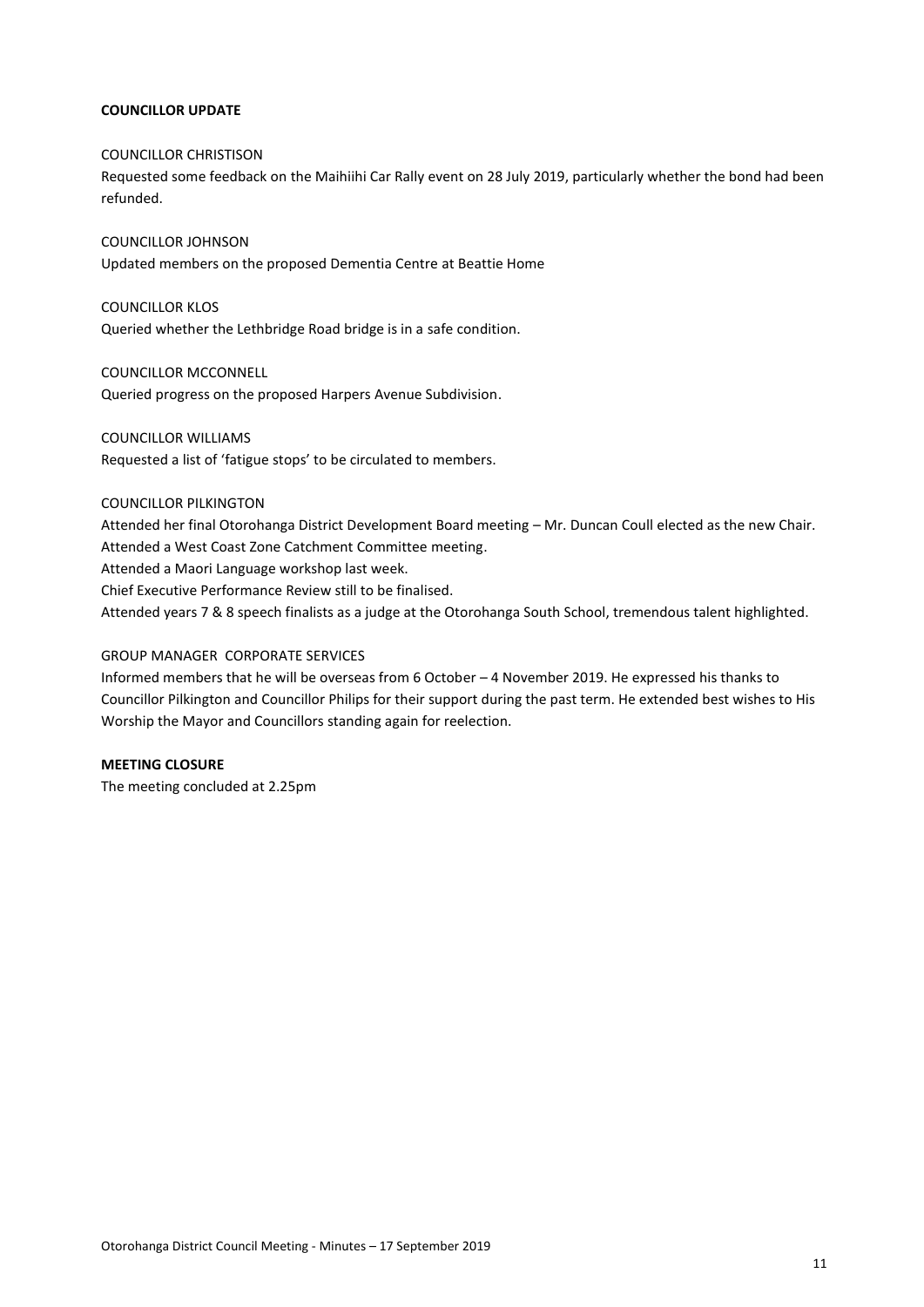**COUNCILLOR UPDATE**

COUNCILLOR CHRISTISON

Requested some feedback on the Maihiihi Car Rally event on 28 July 2019, particularly whether the bond had been refunded.

COUNCILLOR JOHNSON

Updated members on the proposed Dementia Centre at Beattie Home

COUNCILLOR KLOS

Queried whether the Lethbridge Road bridge is in a safe condition.

COUNCILLOR MCCONNELL

Queried progress on the proposed Harpers Avenue Subdivision.

COUNCILLOR WILLIAMS

Requested a list of 'fatigue stops' to be circulated to members.

COUNCILLOR PILKINGTON

Attended her final Otorohanga District Development Board meeting – Mr. Duncan Coull elected as the new Chair.
Attended a West Coast Zone Catchment Committee meeting.
Attended a Maori Language workshop last week.
Chief Executive Performance Review still to be finalised.
Attended years 7 & 8 speech finalists as a judge at the Otorohanga South School, tremendous talent highlighted.

GROUP MANAGER CORPORATE SERVICES

Informed members that he will be overseas from 6 October – 4 November 2019. He expressed his thanks to Councillor Pilkington and Councillor Philips for their support during the past term. He extended best wishes to His Worship the Mayor and Councillors standing again for reelection.

**MEETING CLOSURE**

The meeting concluded at 2.25pm